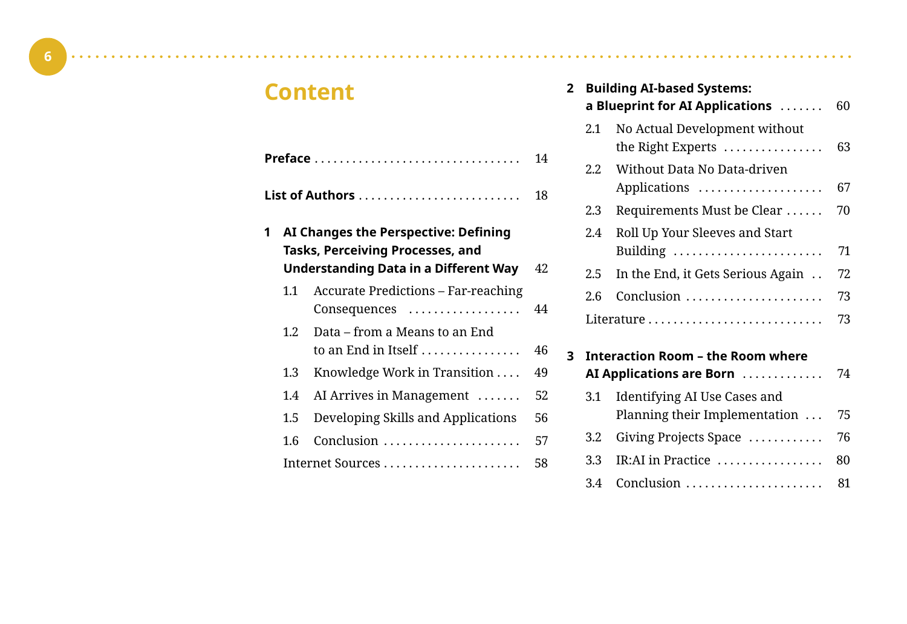# Content

**Preface** ... 14

**List of Authors** ... 18

**1 AI Changes the Perspective: Defining Tasks, Perceiving Processes, and Understanding Data in a Different Way** ... 42

- 1.1 Accurate Predictions – Far-reaching Consequences ... 44
- 1.2 Data – from a Means to an End to an End in Itself ... 46
- 1.3 Knowledge Work in Transition ... 49
- 1.4 AI Arrives in Management ... 52
- 1.5 Developing Skills and Applications ... 56
- 1.6 Conclusion ... 57
- Internet Sources ... 58

**2 Building AI-based Systems: a Blueprint for AI Applications** ... 60

- 2.1 No Actual Development without the Right Experts ... 63
- 2.2 Without Data No Data-driven Applications ... 67
- 2.3 Requirements Must be Clear ... 70
- 2.4 Roll Up Your Sleeves and Start Building ... 71
- 2.5 In the End, it Gets Serious Again ... 72
- 2.6 Conclusion ... 73
- Literature ... 73

**3 Interaction Room – the Room where AI Applications are Born** ... 74

- 3.1 Identifying AI Use Cases and Planning their Implementation ... 75
- 3.2 Giving Projects Space ... 76
- 3.3 IR:AI in Practice ... 80
- 3.4 Conclusion ... 81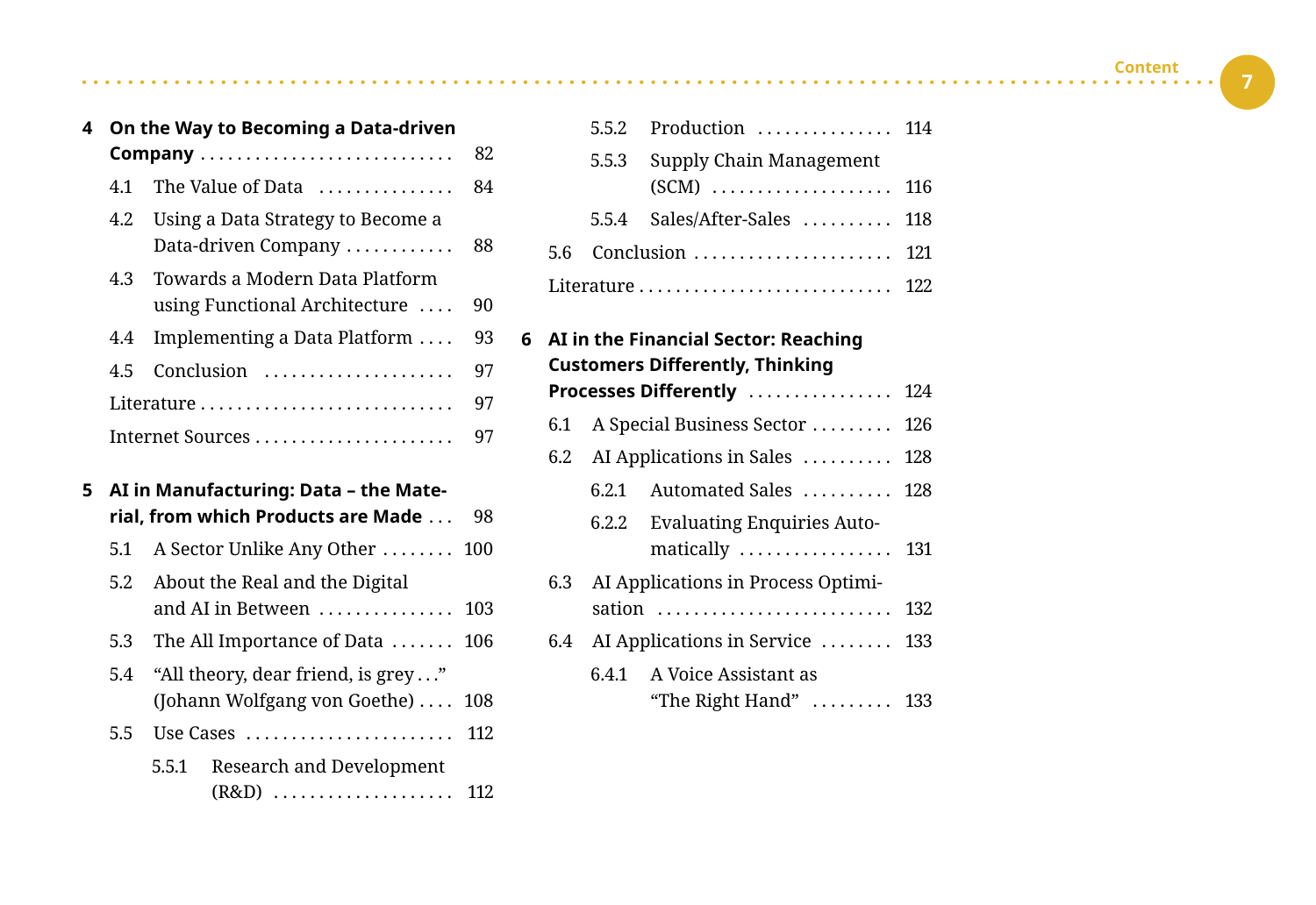**4 On the Way to Becoming a Data-driven Company** ............................ 82

- 4.1 The Value of Data ............... 84
- 4.2 Using a Data Strategy to Become a Data-driven Company ............ 88
- 4.3 Towards a Modern Data Platform using Functional Architecture .... 90
- 4.4 Implementing a Data Platform .... 93
- 4.5 Conclusion ..................... 97
- Literature ............................ 97
- Internet Sources ...................... 97

**5 AI in Manufacturing: Data – the Material, from which Products are Made** ... 98

- 5.1 A Sector Unlike Any Other ........ 100
- 5.2 About the Real and the Digital and AI in Between ............... 103
- 5.3 The All Importance of Data ....... 106
- 5.4 "All theory, dear friend, is grey ..." (Johann Wolfgang von Goethe) .... 108
- 5.5 Use Cases ....................... 112
  - 5.5.1 Research and Development (R&D) .................... 112
  - 5.5.2 Production ............... 114
  - 5.5.3 Supply Chain Management (SCM) .................... 116
  - 5.5.4 Sales/After-Sales .......... 118
- 5.6 Conclusion ...................... 121
- Literature ............................ 122

**6 AI in the Financial Sector: Reaching Customers Differently, Thinking Processes Differently** ................ 124

- 6.1 A Special Business Sector ......... 126
- 6.2 AI Applications in Sales .......... 128
  - 6.2.1 Automated Sales .......... 128
  - 6.2.2 Evaluating Enquiries Automatically ................. 131
- 6.3 AI Applications in Process Optimisation ......................... 132
- 6.4 AI Applications in Service ........ 133
  - 6.4.1 A Voice Assistant as "The Right Hand" ......... 133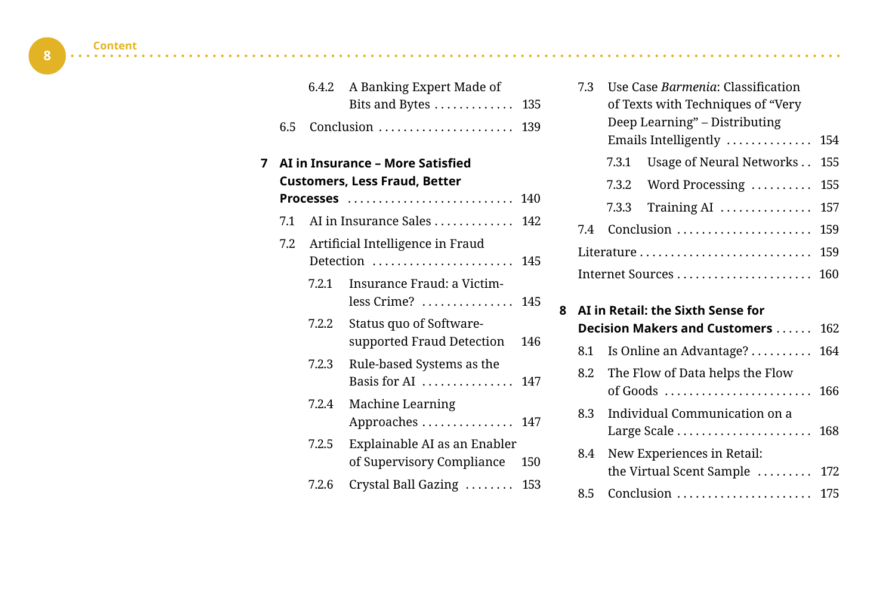6.4.2 A Banking Expert Made of Bits and Bytes . . . . . 135

6.5 Conclusion . . . . . 139

**7 AI in Insurance – More Satisfied Customers, Less Fraud, Better Processes . . . . . 140**

7.1 AI in Insurance Sales . . . . . 142

7.2 Artificial Intelligence in Fraud Detection . . . . . 145

7.2.1 Insurance Fraud: a Victim-less Crime? . . . . . 145

7.2.2 Status quo of Software-supported Fraud Detection 146

7.2.3 Rule-based Systems as the Basis for AI . . . . . 147

7.2.4 Machine Learning Approaches . . . . . 147

7.2.5 Explainable AI as an Enabler of Supervisory Compliance 150

7.2.6 Crystal Ball Gazing . . . . . 153

7.3 Use Case *Barmenia*: Classification of Texts with Techniques of “Very Deep Learning” – Distributing Emails Intelligently . . . . . 154

7.3.1 Usage of Neural Networks . . 155

7.3.2 Word Processing . . . . . 155

7.3.3 Training AI . . . . . 157

7.4 Conclusion . . . . . 159

Literature . . . . . 159

Internet Sources . . . . . 160

**8 AI in Retail: the Sixth Sense for Decision Makers and Customers . . . . . 162**

8.1 Is Online an Advantage? . . . . . 164

8.2 The Flow of Data helps the Flow of Goods . . . . . 166

8.3 Individual Communication on a Large Scale . . . . . 168

8.4 New Experiences in Retail: the Virtual Scent Sample . . . . . 172

8.5 Conclusion . . . . . 175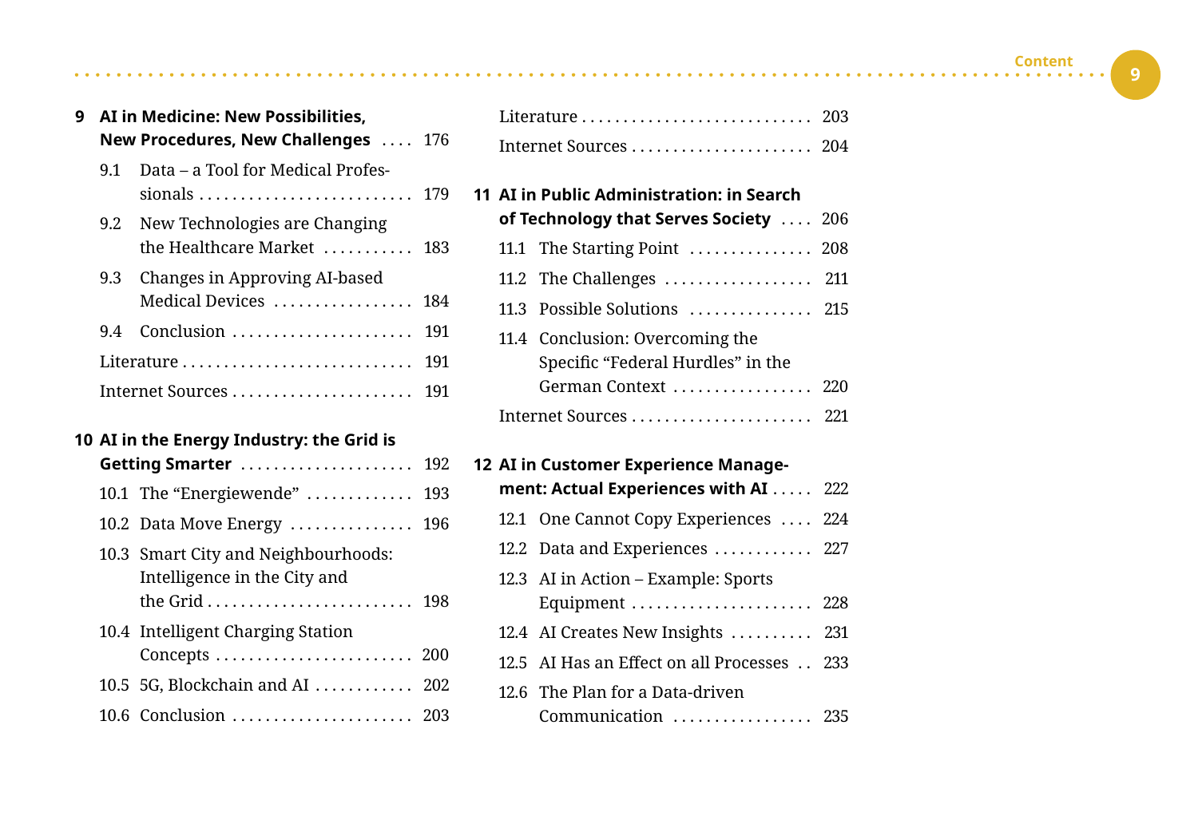**9 AI in Medicine: New Possibilities, New Procedures, New Challenges** .... 176

- 9.1 Data – a Tool for Medical Professionals .......... 179
- 9.2 New Technologies are Changing the Healthcare Market .......... 183
- 9.3 Changes in Approving AI-based Medical Devices .......... 184
- 9.4 Conclusion .......... 191
- Literature .......... 191
- Internet Sources .......... 191

**10 AI in the Energy Industry: the Grid is Getting Smarter** .......... 192

- 10.1 The “Energiewende” .......... 193
- 10.2 Data Move Energy .......... 196
- 10.3 Smart City and Neighbourhoods: Intelligence in the City and the Grid .......... 198
- 10.4 Intelligent Charging Station Concepts .......... 200
- 10.5 5G, Blockchain and AI .......... 202
- 10.6 Conclusion .......... 203
- Literature .......... 203
- Internet Sources .......... 204

**11 AI in Public Administration: in Search of Technology that Serves Society** .... 206

- 11.1 The Starting Point .......... 208
- 11.2 The Challenges .......... 211
- 11.3 Possible Solutions .......... 215
- 11.4 Conclusion: Overcoming the Specific “Federal Hurdles” in the German Context .......... 220
- Internet Sources .......... 221

**12 AI in Customer Experience Management: Actual Experiences with AI** ..... 222

- 12.1 One Cannot Copy Experiences .... 224
- 12.2 Data and Experiences .......... 227
- 12.3 AI in Action – Example: Sports Equipment .......... 228
- 12.4 AI Creates New Insights .......... 231
- 12.5 AI Has an Effect on all Processes .. 233
- 12.6 The Plan for a Data-driven Communication .......... 235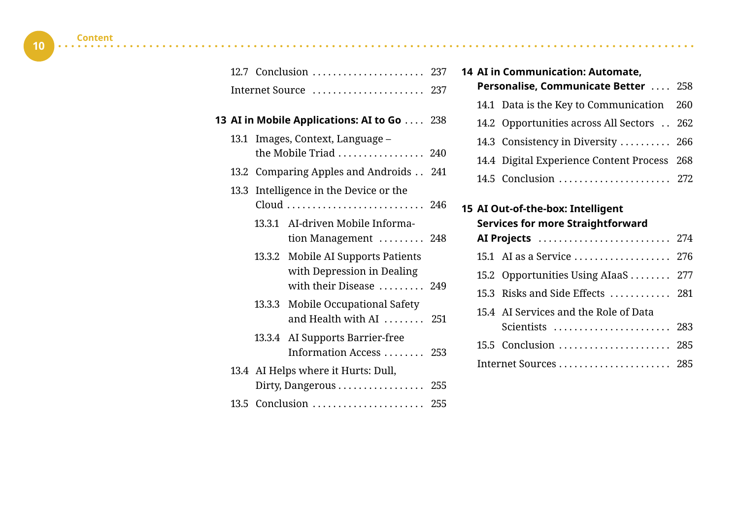12.7 Conclusion ...................... 237

Internet Source ...................... 237

**13 AI in Mobile Applications: AI to Go** .... 238

13.1 Images, Context, Language – the Mobile Triad ................. 240

13.2 Comparing Apples and Androids .. 241

13.3 Intelligence in the Device or the Cloud ........................... 246

13.3.1 AI-driven Mobile Information Management ......... 248

13.3.2 Mobile AI Supports Patients with Depression in Dealing with their Disease ......... 249

13.3.3 Mobile Occupational Safety and Health with AI ........ 251

13.3.4 AI Supports Barrier-free Information Access ........ 253

13.4 AI Helps where it Hurts: Dull, Dirty, Dangerous ................. 255

13.5 Conclusion ...................... 255

**14 AI in Communication: Automate, Personalise, Communicate Better** .... 258

14.1 Data is the Key to Communication 260

14.2 Opportunities across All Sectors .. 262

14.3 Consistency in Diversity .......... 266

14.4 Digital Experience Content Process 268

14.5 Conclusion ...................... 272

**15 AI Out-of-the-box: Intelligent Services for more Straightforward AI Projects** .......................... 274

15.1 AI as a Service ................... 276

15.2 Opportunities Using AIaaS ........ 277

15.3 Risks and Side Effects ............ 281

15.4 AI Services and the Role of Data Scientists ....................... 283

15.5 Conclusion ...................... 285

Internet Sources ...................... 285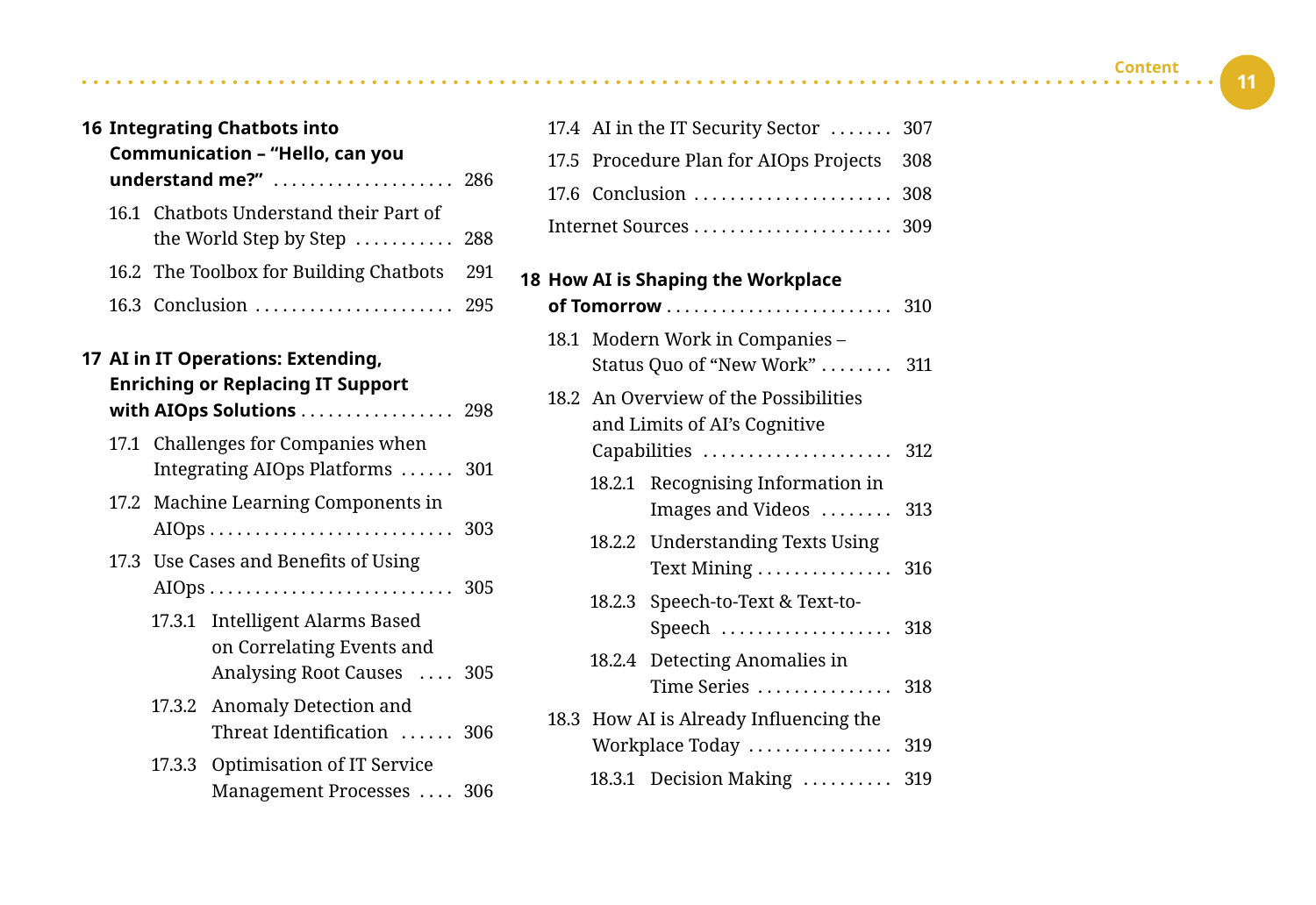**16 Integrating Chatbots into Communication – "Hello, can you understand me?"** .................... 286

16.1 Chatbots Understand their Part of the World Step by Step ........... 288

16.2 The Toolbox for Building Chatbots 291

16.3 Conclusion ...................... 295

**17 AI in IT Operations: Extending, Enriching or Replacing IT Support with AIOps Solutions** ................. 298

17.1 Challenges for Companies when Integrating AIOps Platforms ...... 301

17.2 Machine Learning Components in AIOps ........................... 303

17.3 Use Cases and Benefits of Using AIOps ........................... 305

17.3.1 Intelligent Alarms Based on Correlating Events and Analysing Root Causes .... 305

17.3.2 Anomaly Detection and Threat Identification ...... 306

17.3.3 Optimisation of IT Service Management Processes .... 306

17.4 AI in the IT Security Sector ....... 307

17.5 Procedure Plan for AIOps Projects 308

17.6 Conclusion ...................... 308

Internet Sources ...................... 309

**18 How AI is Shaping the Workplace of Tomorrow** ......................... 310

18.1 Modern Work in Companies – Status Quo of "New Work" ........ 311

18.2 An Overview of the Possibilities and Limits of AI's Cognitive Capabilities ..................... 312

18.2.1 Recognising Information in Images and Videos ........ 313

18.2.2 Understanding Texts Using Text Mining ............... 316

18.2.3 Speech-to-Text & Text-to-Speech ................... 318

18.2.4 Detecting Anomalies in Time Series ............... 318

18.3 How AI is Already Influencing the Workplace Today ................ 319

18.3.1 Decision Making .......... 319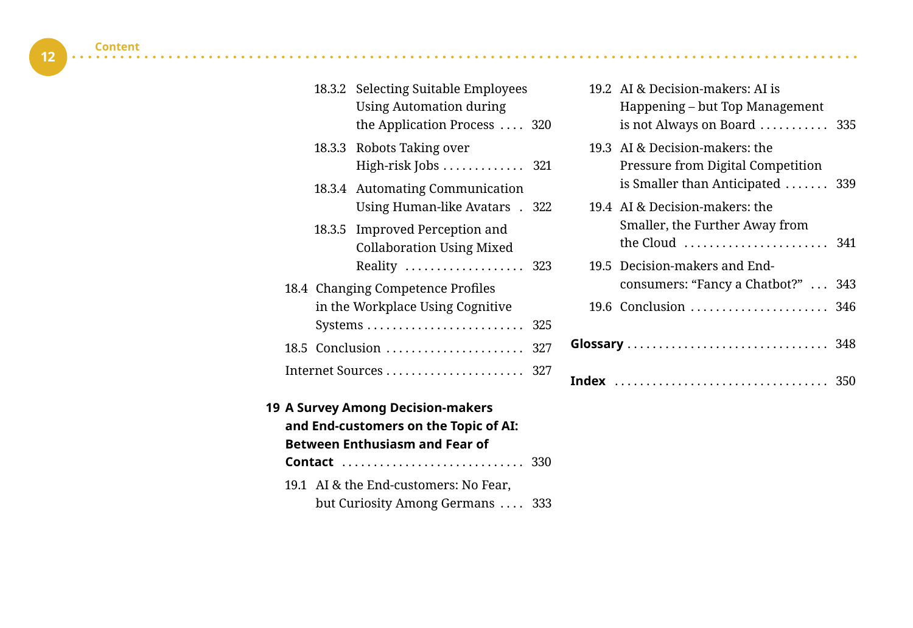18.3.2 Selecting Suitable Employees Using Automation during the Application Process .... 320

18.3.3 Robots Taking over High-risk Jobs ............. 321

18.3.4 Automating Communication Using Human-like Avatars . 322

18.3.5 Improved Perception and Collaboration Using Mixed Reality ................... 323

18.4 Changing Competence Profiles in the Workplace Using Cognitive Systems ......................... 325

18.5 Conclusion ...................... 327

Internet Sources ...................... 327

**19 A Survey Among Decision-makers and End-customers on the Topic of AI: Between Enthusiasm and Fear of Contact** ............................ 330

19.1 AI & the End-customers: No Fear, but Curiosity Among Germans .... 333

19.2 AI & Decision-makers: AI is Happening – but Top Management is not Always on Board ........... 335

19.3 AI & Decision-makers: the Pressure from Digital Competition is Smaller than Anticipated ....... 339

19.4 AI & Decision-makers: the Smaller, the Further Away from the Cloud ....................... 341

19.5 Decision-makers and End-consumers: "Fancy a Chatbot?" ... 343

19.6 Conclusion ...................... 346

**Glossary** ................................ 348

**Index** ................................. 350